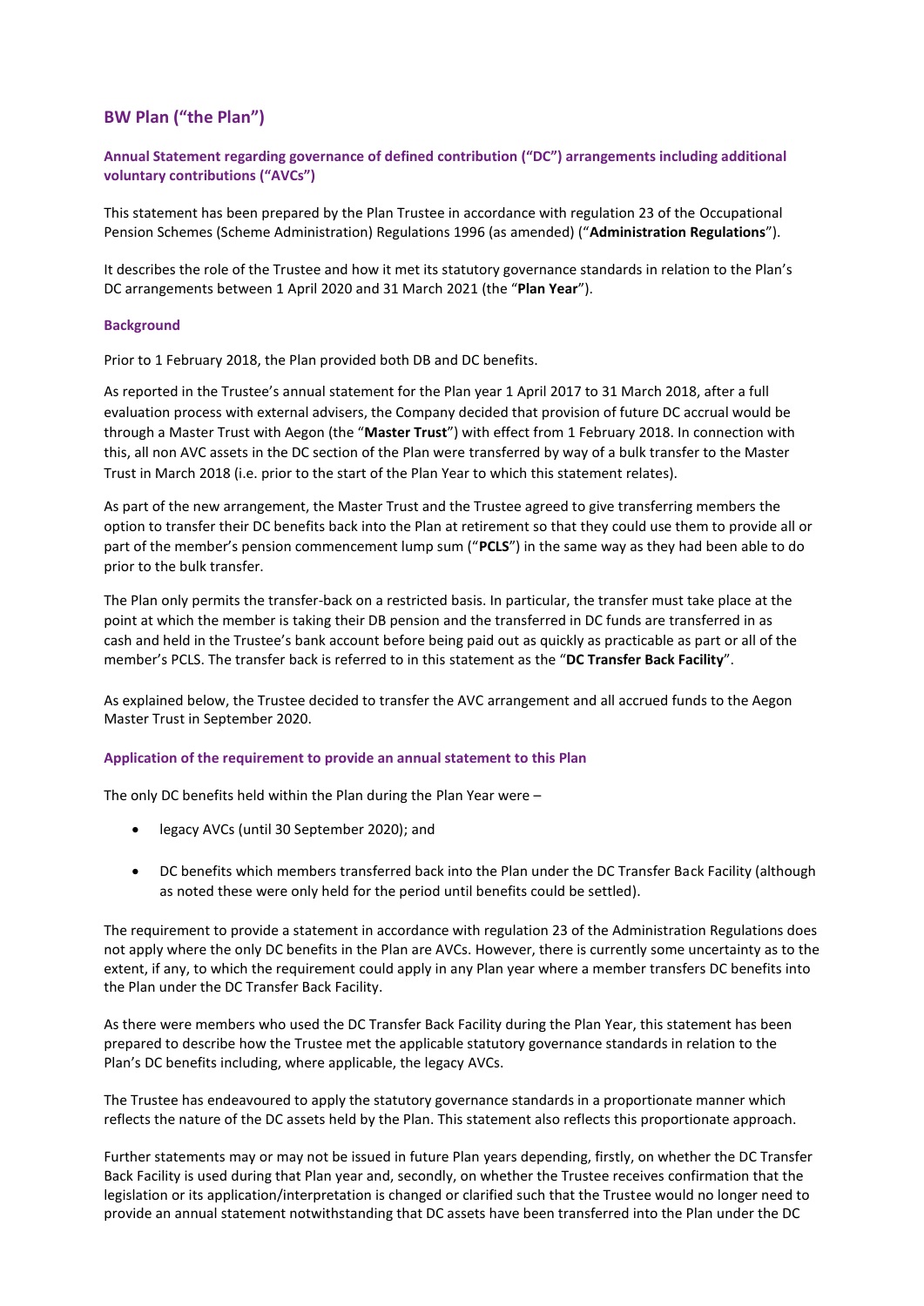# BW Plan ("the Plan")

## Annual Statement regarding governance of defined contribution ("DC") arrangements including additional voluntary contributions ("AVCs")

This statement has been prepared by the Plan Trustee in accordance with regulation 23 of the Occupational Pension Schemes (Scheme Administration) Regulations 1996 (as amended) ("**Administration Regulations**").

It describes the role of the Trustee and how it met its statutory governance standards in relation to the Plan's DC arrangements between 1 April 2020 and 31 March 2021 (the "**Plan Year**").

### Background

Prior to 1 February 2018, the Plan provided both DB and DC benefits.

As reported in the Trustee's annual statement for the Plan year 1 April 2017 to 31 March 2018, after a full evaluation process with external advisers, the Company decided that provision of future DC accrual would be through a Master Trust with Aegon (the "**Master Trust**") with effect from 1 February 2018. In connection with this, all non AVC assets in the DC section of the Plan were transferred by way of a bulk transfer to the Master Trust in March 2018 (i.e. prior to the start of the Plan Year to which this statement relates).

As part of the new arrangement, the Master Trust and the Trustee agreed to give transferring members the option to transfer their DC benefits back into the Plan at retirement so that they could use them to provide all or part of the member's pension commencement lump sum ("**PCLS**") in the same way as they had been able to do prior to the bulk transfer.

The Plan only permits the transfer-back on a restricted basis. In particular, the transfer must take place at the point at which the member is taking their DB pension and the transferred in DC funds are transferred in as cash and held in the Trustee's bank account before being paid out as quickly as practicable as part or all of the member's PCLS. The transfer back is referred to in this statement as the "**DC Transfer Back Facility**".

As explained below, the Trustee decided to transfer the AVC arrangement and all accrued funds to the Aegon Master Trust in September 2020.

### Application of the requirement to provide an annual statement to this Plan

The only DC benefits held within the Plan during the Plan Year were –

- legacy AVCs (until 30 September 2020); and
- DC benefits which members transferred back into the Plan under the DC Transfer Back Facility (although as noted these were only held for the period until benefits could be settled).

The requirement to provide a statement in accordance with regulation 23 of the Administration Regulations does not apply where the only DC benefits in the Plan are AVCs. However, there is currently some uncertainty as to the extent, if any, to which the requirement could apply in any Plan year where a member transfers DC benefits into the Plan under the DC Transfer Back Facility.

As there were members who used the DC Transfer Back Facility during the Plan Year, this statement has been prepared to describe how the Trustee met the applicable statutory governance standards in relation to the Plan's DC benefits including, where applicable, the legacy AVCs.

The Trustee has endeavoured to apply the statutory governance standards in a proportionate manner which reflects the nature of the DC assets held by the Plan. This statement also reflects this proportionate approach.

Further statements may or may not be issued in future Plan years depending, firstly, on whether the DC Transfer Back Facility is used during that Plan year and, secondly, on whether the Trustee receives confirmation that the legislation or its application/interpretation is changed or clarified such that the Trustee would no longer need to provide an annual statement notwithstanding that DC assets have been transferred into the Plan under the DC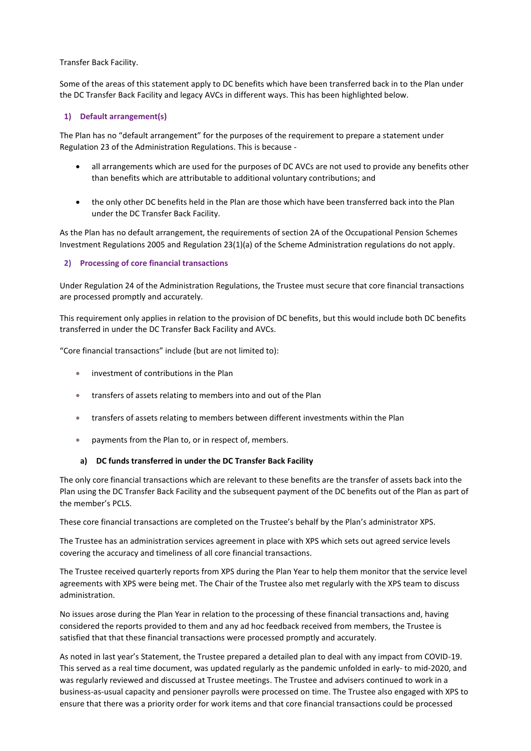Transfer Back Facility.

Some of the areas of this statement apply to DC benefits which have been transferred back in to the Plan under the DC Transfer Back Facility and legacy AVCs in different ways. This has been highlighted below.

## 1) Default arrangement(s)

The Plan has no "default arrangement" for the purposes of the requirement to prepare a statement under Regulation 23 of the Administration Regulations. This is because -

- all arrangements which are used for the purposes of DC AVCs are not used to provide any benefits other than benefits which are attributable to additional voluntary contributions; and
- the only other DC benefits held in the Plan are those which have been transferred back into the Plan under the DC Transfer Back Facility.

As the Plan has no default arrangement, the requirements of section 2A of the Occupational Pension Schemes Investment Regulations 2005 and Regulation 23(1)(a) of the Scheme Administration regulations do not apply.

## 2) Processing of core financial transactions

Under Regulation 24 of the Administration Regulations, the Trustee must secure that core financial transactions are processed promptly and accurately.

This requirement only applies in relation to the provision of DC benefits, but this would include both DC benefits transferred in under the DC Transfer Back Facility and AVCs.

"Core financial transactions" include (but are not limited to):

- investment of contributions in the Plan
- transfers of assets relating to members into and out of the Plan
- transfers of assets relating to members between different investments within the Plan
- payments from the Plan to, or in respect of, members.

### a) DC funds transferred in under the DC Transfer Back Facility

The only core financial transactions which are relevant to these benefits are the transfer of assets back into the Plan using the DC Transfer Back Facility and the subsequent payment of the DC benefits out of the Plan as part of the member's PCLS.

These core financial transactions are completed on the Trustee's behalf by the Plan's administrator XPS.

The Trustee has an administration services agreement in place with XPS which sets out agreed service levels covering the accuracy and timeliness of all core financial transactions.

The Trustee received quarterly reports from XPS during the Plan Year to help them monitor that the service level agreements with XPS were being met. The Chair of the Trustee also met regularly with the XPS team to discuss administration.

No issues arose during the Plan Year in relation to the processing of these financial transactions and, having considered the reports provided to them and any ad hoc feedback received from members, the Trustee is satisfied that that these financial transactions were processed promptly and accurately.

As noted in last year's Statement, the Trustee prepared a detailed plan to deal with any impact from COVID-19. This served as a real time document, was updated regularly as the pandemic unfolded in early- to mid-2020, and was regularly reviewed and discussed at Trustee meetings. The Trustee and advisers continued to work in a business-as-usual capacity and pensioner payrolls were processed on time. The Trustee also engaged with XPS to ensure that there was a priority order for work items and that core financial transactions could be processed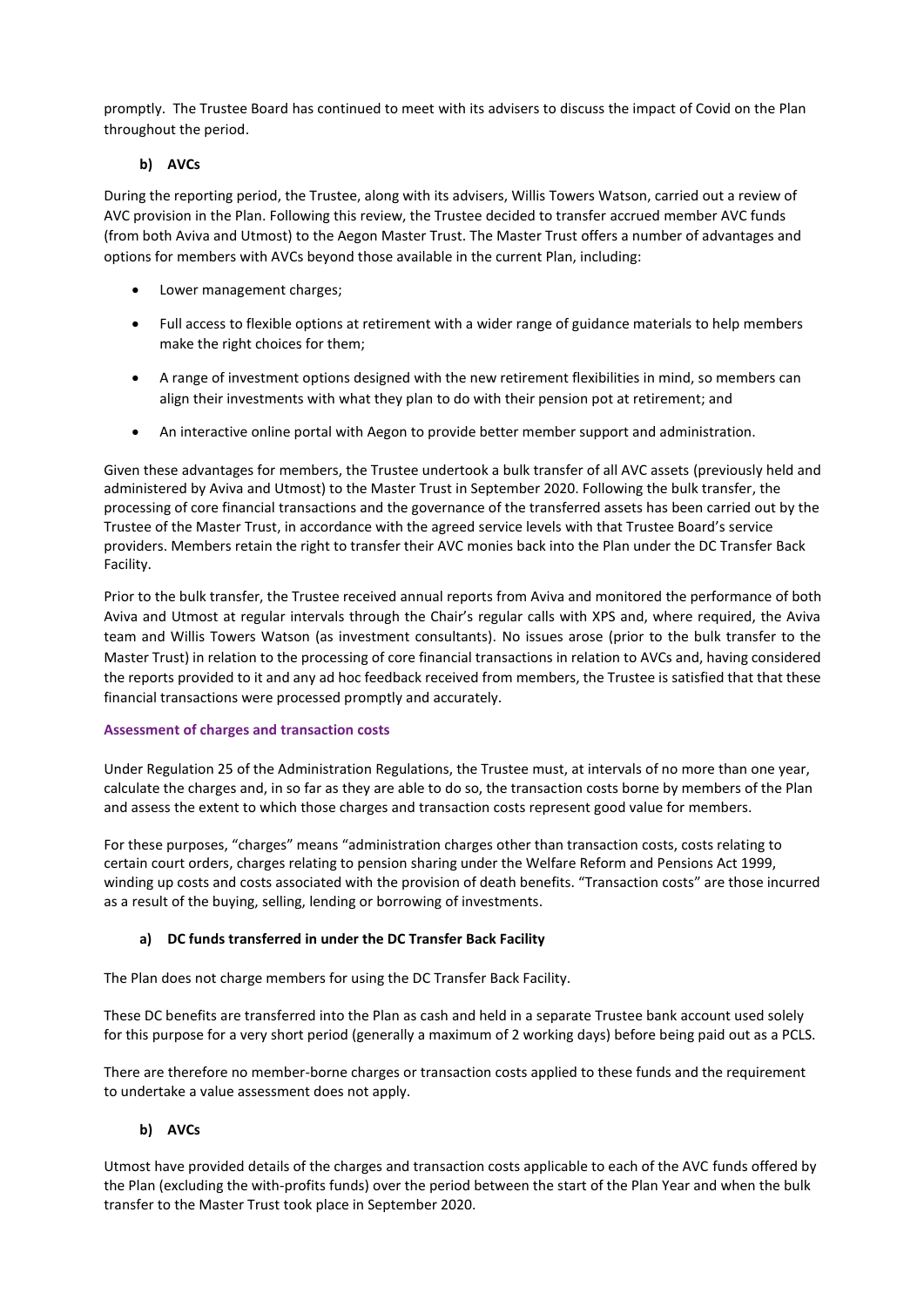promptly. The Trustee Board has continued to meet with its advisers to discuss the impact of Covid on the Plan throughout the period.

**b) AVCs**

During the reporting period, the Trustee, along with its advisers, Willis Towers Watson, carried out a review of AVC provision in the Plan. Following this review, the Trustee decided to transfer accrued member AVC funds (from both Aviva and Utmost) to the Aegon Master Trust. The Master Trust offers a number of advantages and options for members with AVCs beyond those available in the current Plan, including:

- Lower management charges;
- Full access to flexible options at retirement with a wider range of guidance materials to help members make the right choices for them;
- A range of investment options designed with the new retirement flexibilities in mind, so members can align their investments with what they plan to do with their pension pot at retirement; and
- An interactive online portal with Aegon to provide better member support and administration.

Given these advantages for members, the Trustee undertook a bulk transfer of all AVC assets (previously held and administered by Aviva and Utmost) to the Master Trust in September 2020. Following the bulk transfer, the processing of core financial transactions and the governance of the transferred assets has been carried out by the Trustee of the Master Trust, in accordance with the agreed service levels with that Trustee Board's service providers. Members retain the right to transfer their AVC monies back into the Plan under the DC Transfer Back Facility.

Prior to the bulk transfer, the Trustee received annual reports from Aviva and monitored the performance of both Aviva and Utmost at regular intervals through the Chair's regular calls with XPS and, where required, the Aviva team and Willis Towers Watson (as investment consultants). No issues arose (prior to the bulk transfer to the Master Trust) in relation to the processing of core financial transactions in relation to AVCs and, having considered the reports provided to it and any ad hoc feedback received from members, the Trustee is satisfied that that these financial transactions were processed promptly and accurately.

### Assessment of charges and transaction costs

Under Regulation 25 of the Administration Regulations, the Trustee must, at intervals of no more than one year, calculate the charges and, in so far as they are able to do so, the transaction costs borne by members of the Plan and assess the extent to which those charges and transaction costs represent good value for members.

For these purposes, "charges" means "administration charges other than transaction costs, costs relating to certain court orders, charges relating to pension sharing under the Welfare Reform and Pensions Act 1999, winding up costs and costs associated with the provision of death benefits. "Transaction costs" are those incurred as a result of the buying, selling, lending or borrowing of investments.

**a) DC funds transferred in under the DC Transfer Back Facility**

The Plan does not charge members for using the DC Transfer Back Facility.

These DC benefits are transferred into the Plan as cash and held in a separate Trustee bank account used solely for this purpose for a very short period (generally a maximum of 2 working days) before being paid out as a PCLS.

There are therefore no member-borne charges or transaction costs applied to these funds and the requirement to undertake a value assessment does not apply.

**b) AVCs**

Utmost have provided details of the charges and transaction costs applicable to each of the AVC funds offered by the Plan (excluding the with-profits funds) over the period between the start of the Plan Year and when the bulk transfer to the Master Trust took place in September 2020.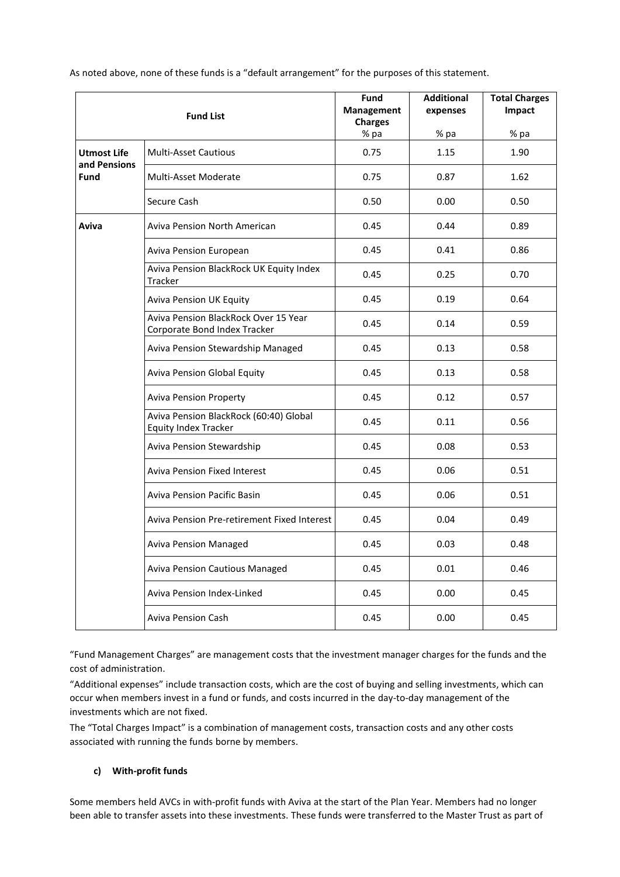As noted above, none of these funds is a "default arrangement" for the purposes of this statement.

| Fund List | | Fund Management Charges % pa | Additional expenses % pa | Total Charges Impact % pa |
|---|---|---|---|---|
| **Utmost Life and Pensions Fund** | Multi-Asset Cautious | 0.75 | 1.15 | 1.90 |
| | Multi-Asset Moderate | 0.75 | 0.87 | 1.62 |
| | Secure Cash | 0.50 | 0.00 | 0.50 |
| **Aviva** | Aviva Pension North American | 0.45 | 0.44 | 0.89 |
| | Aviva Pension European | 0.45 | 0.41 | 0.86 |
| | Aviva Pension BlackRock UK Equity Index Tracker | 0.45 | 0.25 | 0.70 |
| | Aviva Pension UK Equity | 0.45 | 0.19 | 0.64 |
| | Aviva Pension BlackRock Over 15 Year Corporate Bond Index Tracker | 0.45 | 0.14 | 0.59 |
| | Aviva Pension Stewardship Managed | 0.45 | 0.13 | 0.58 |
| | Aviva Pension Global Equity | 0.45 | 0.13 | 0.58 |
| | Aviva Pension Property | 0.45 | 0.12 | 0.57 |
| | Aviva Pension BlackRock (60:40) Global Equity Index Tracker | 0.45 | 0.11 | 0.56 |
| | Aviva Pension Stewardship | 0.45 | 0.08 | 0.53 |
| | Aviva Pension Fixed Interest | 0.45 | 0.06 | 0.51 |
| | Aviva Pension Pacific Basin | 0.45 | 0.06 | 0.51 |
| | Aviva Pension Pre-retirement Fixed Interest | 0.45 | 0.04 | 0.49 |
| | Aviva Pension Managed | 0.45 | 0.03 | 0.48 |
| | Aviva Pension Cautious Managed | 0.45 | 0.01 | 0.46 |
| | Aviva Pension Index-Linked | 0.45 | 0.00 | 0.45 |
| | Aviva Pension Cash | 0.45 | 0.00 | 0.45 |

"Fund Management Charges" are management costs that the investment manager charges for the funds and the cost of administration.

"Additional expenses" include transaction costs, which are the cost of buying and selling investments, which can occur when members invest in a fund or funds, and costs incurred in the day-to-day management of the investments which are not fixed.

The "Total Charges Impact" is a combination of management costs, transaction costs and any other costs associated with running the funds borne by members.

#### c) With-profit funds

Some members held AVCs in with-profit funds with Aviva at the start of the Plan Year. Members had no longer been able to transfer assets into these investments. These funds were transferred to the Master Trust as part of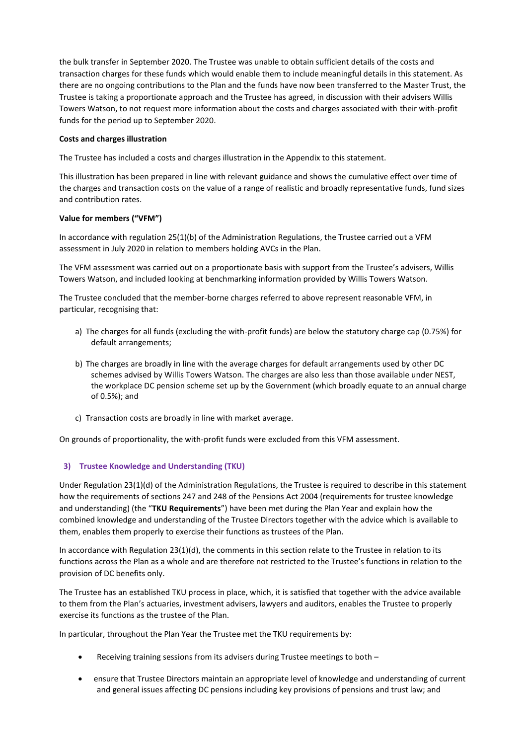the bulk transfer in September 2020. The Trustee was unable to obtain sufficient details of the costs and transaction charges for these funds which would enable them to include meaningful details in this statement. As there are no ongoing contributions to the Plan and the funds have now been transferred to the Master Trust, the Trustee is taking a proportionate approach and the Trustee has agreed, in discussion with their advisers Willis Towers Watson, to not request more information about the costs and charges associated with their with-profit funds for the period up to September 2020.

**Costs and charges illustration**

The Trustee has included a costs and charges illustration in the Appendix to this statement.

This illustration has been prepared in line with relevant guidance and shows the cumulative effect over time of the charges and transaction costs on the value of a range of realistic and broadly representative funds, fund sizes and contribution rates.

**Value for members ("VFM")**

In accordance with regulation 25(1)(b) of the Administration Regulations, the Trustee carried out a VFM assessment in July 2020 in relation to members holding AVCs in the Plan.

The VFM assessment was carried out on a proportionate basis with support from the Trustee's advisers, Willis Towers Watson, and included looking at benchmarking information provided by Willis Towers Watson.

The Trustee concluded that the member-borne charges referred to above represent reasonable VFM, in particular, recognising that:

a) The charges for all funds (excluding the with-profit funds) are below the statutory charge cap (0.75%) for default arrangements;

b) The charges are broadly in line with the average charges for default arrangements used by other DC schemes advised by Willis Towers Watson. The charges are also less than those available under NEST, the workplace DC pension scheme set up by the Government (which broadly equate to an annual charge of 0.5%); and

c) Transaction costs are broadly in line with market average.

On grounds of proportionality, the with-profit funds were excluded from this VFM assessment.

## 3) Trustee Knowledge and Understanding (TKU)

Under Regulation 23(1)(d) of the Administration Regulations, the Trustee is required to describe in this statement how the requirements of sections 247 and 248 of the Pensions Act 2004 (requirements for trustee knowledge and understanding) (the "**TKU Requirements**") have been met during the Plan Year and explain how the combined knowledge and understanding of the Trustee Directors together with the advice which is available to them, enables them properly to exercise their functions as trustees of the Plan.

In accordance with Regulation 23(1)(d), the comments in this section relate to the Trustee in relation to its functions across the Plan as a whole and are therefore not restricted to the Trustee's functions in relation to the provision of DC benefits only.

The Trustee has an established TKU process in place, which, it is satisfied that together with the advice available to them from the Plan's actuaries, investment advisers, lawyers and auditors, enables the Trustee to properly exercise its functions as the trustee of the Plan.

In particular, throughout the Plan Year the Trustee met the TKU requirements by:

- Receiving training sessions from its advisers during Trustee meetings to both –
- ensure that Trustee Directors maintain an appropriate level of knowledge and understanding of current and general issues affecting DC pensions including key provisions of pensions and trust law; and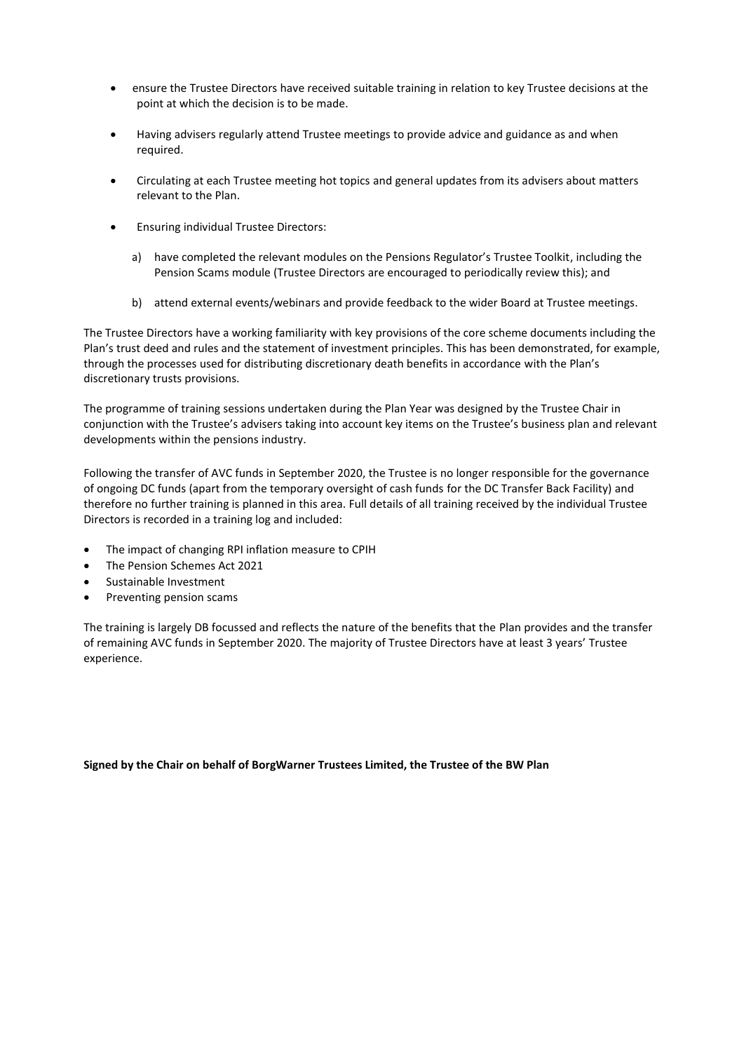- ensure the Trustee Directors have received suitable training in relation to key Trustee decisions at the point at which the decision is to be made.
- Having advisers regularly attend Trustee meetings to provide advice and guidance as and when required.
- Circulating at each Trustee meeting hot topics and general updates from its advisers about matters relevant to the Plan.
- Ensuring individual Trustee Directors:
  a) have completed the relevant modules on the Pensions Regulator's Trustee Toolkit, including the Pension Scams module (Trustee Directors are encouraged to periodically review this); and
  b) attend external events/webinars and provide feedback to the wider Board at Trustee meetings.

The Trustee Directors have a working familiarity with key provisions of the core scheme documents including the Plan's trust deed and rules and the statement of investment principles. This has been demonstrated, for example, through the processes used for distributing discretionary death benefits in accordance with the Plan's discretionary trusts provisions.

The programme of training sessions undertaken during the Plan Year was designed by the Trustee Chair in conjunction with the Trustee's advisers taking into account key items on the Trustee's business plan and relevant developments within the pensions industry.

Following the transfer of AVC funds in September 2020, the Trustee is no longer responsible for the governance of ongoing DC funds (apart from the temporary oversight of cash funds for the DC Transfer Back Facility) and therefore no further training is planned in this area. Full details of all training received by the individual Trustee Directors is recorded in a training log and included:

- The impact of changing RPI inflation measure to CPIH
- The Pension Schemes Act 2021
- Sustainable Investment
- Preventing pension scams

The training is largely DB focussed and reflects the nature of the benefits that the Plan provides and the transfer of remaining AVC funds in September 2020. The majority of Trustee Directors have at least 3 years' Trustee experience.

**Signed by the Chair on behalf of BorgWarner Trustees Limited, the Trustee of the BW Plan**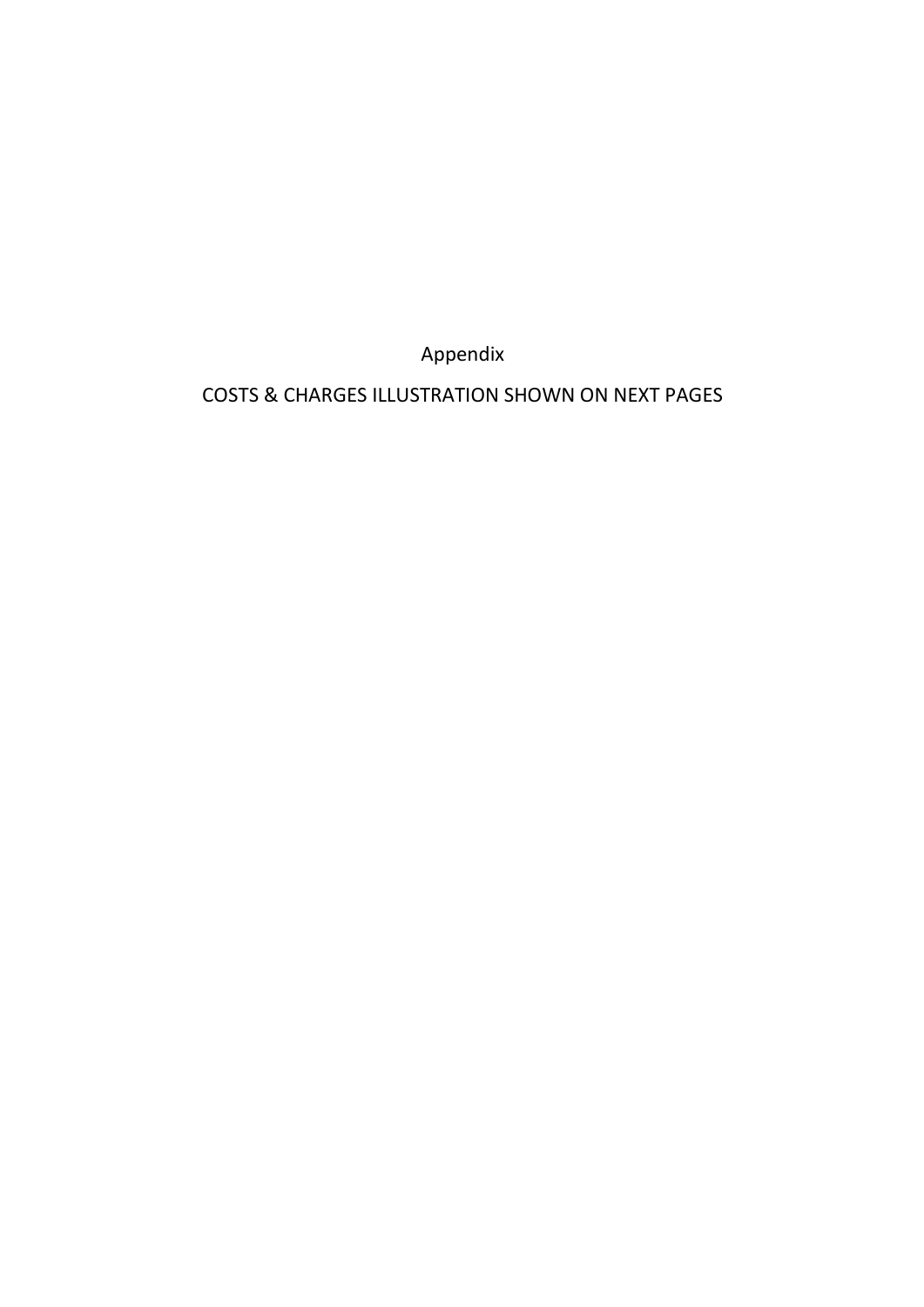Appendix

COSTS & CHARGES ILLUSTRATION SHOWN ON NEXT PAGES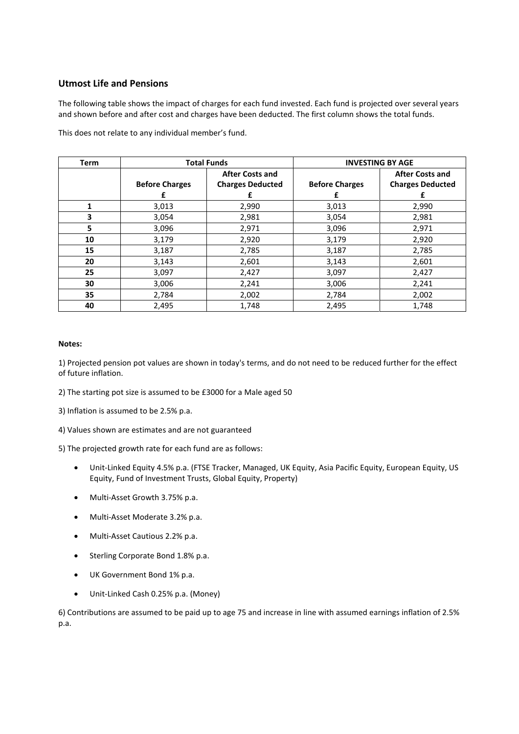## Utmost Life and Pensions

The following table shows the impact of charges for each fund invested. Each fund is projected over several years and shown before and after cost and charges have been deducted. The first column shows the total funds.

This does not relate to any individual member's fund.

| Term | Total Funds | | INVESTING BY AGE | |
|---|---|---|---|---|
| | Before Charges £ | After Costs and Charges Deducted £ | Before Charges £ | After Costs and Charges Deducted £ |
| **1** | 3,013 | 2,990 | 3,013 | 2,990 |
| **3** | 3,054 | 2,981 | 3,054 | 2,981 |
| **5** | 3,096 | 2,971 | 3,096 | 2,971 |
| **10** | 3,179 | 2,920 | 3,179 | 2,920 |
| **15** | 3,187 | 2,785 | 3,187 | 2,785 |
| **20** | 3,143 | 2,601 | 3,143 | 2,601 |
| **25** | 3,097 | 2,427 | 3,097 | 2,427 |
| **30** | 3,006 | 2,241 | 3,006 | 2,241 |
| **35** | 2,784 | 2,002 | 2,784 | 2,002 |
| **40** | 2,495 | 1,748 | 2,495 | 1,748 |

**Notes:**

1) Projected pension pot values are shown in today's terms, and do not need to be reduced further for the effect of future inflation.

2) The starting pot size is assumed to be £3000 for a Male aged 50

3) Inflation is assumed to be 2.5% p.a.

4) Values shown are estimates and are not guaranteed

5) The projected growth rate for each fund are as follows:

- Unit-Linked Equity 4.5% p.a. (FTSE Tracker, Managed, UK Equity, Asia Pacific Equity, European Equity, US Equity, Fund of Investment Trusts, Global Equity, Property)
- Multi-Asset Growth 3.75% p.a.
- Multi-Asset Moderate 3.2% p.a.
- Multi-Asset Cautious 2.2% p.a.
- Sterling Corporate Bond 1.8% p.a.
- UK Government Bond 1% p.a.
- Unit-Linked Cash 0.25% p.a. (Money)

6) Contributions are assumed to be paid up to age 75 and increase in line with assumed earnings inflation of 2.5% p.a.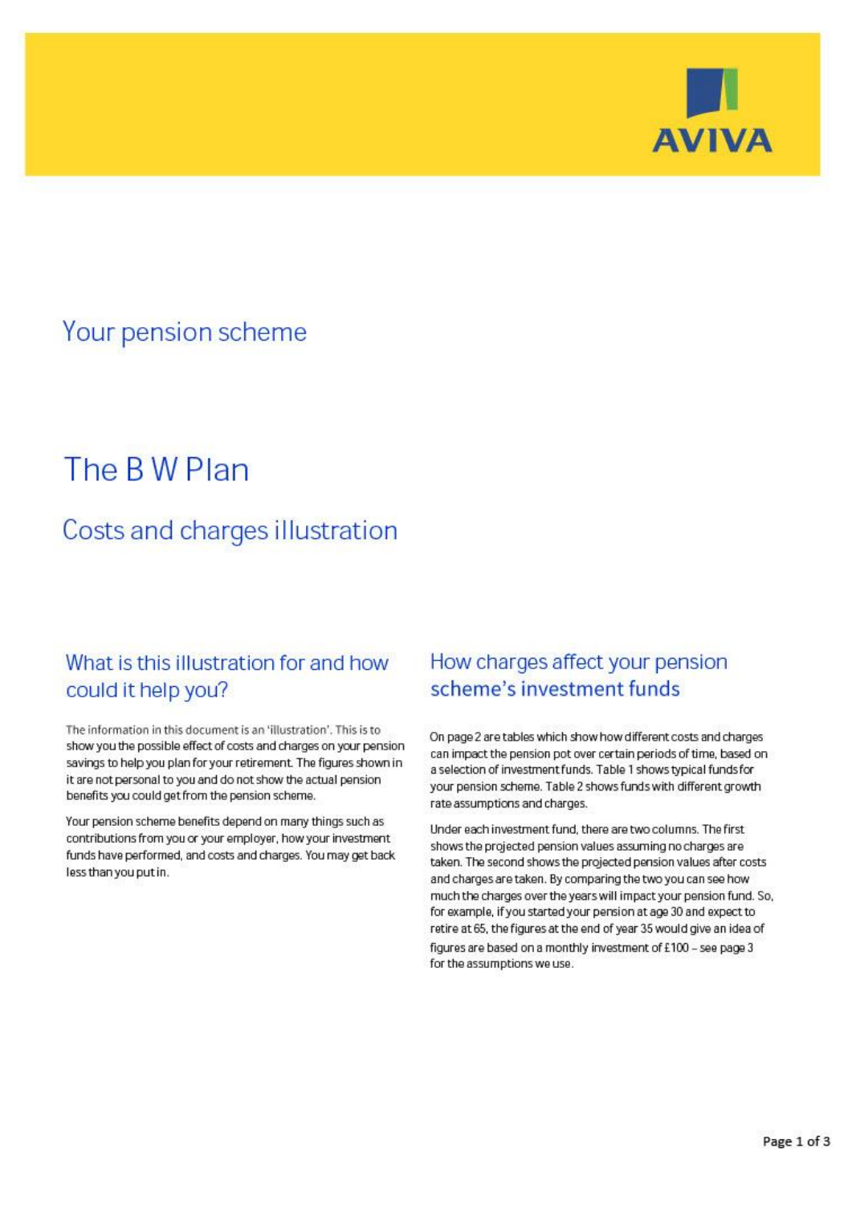AVIVA

## Your pension scheme

# The B W Plan

## Costs and charges illustration

### What is this illustration for and how could it help you?

The information in this document is an 'illustration'. This is to show you the possible effect of costs and charges on your pension savings to help you plan for your retirement. The figures shown in it are not personal to you and do not show the actual pension benefits you could get from the pension scheme.

Your pension scheme benefits depend on many things such as contributions from you or your employer, how your investment funds have performed, and costs and charges. You may get back less than you put in.

### How charges affect your pension scheme's investment funds

On page 2 are tables which show how different costs and charges can impact the pension pot over certain periods of time, based on a selection of investment funds. Table 1 shows typical funds for your pension scheme. Table 2 shows funds with different growth rate assumptions and charges.

Under each investment fund, there are two columns. The first shows the projected pension values assuming no charges are taken. The second shows the projected pension values after costs and charges are taken. By comparing the two you can see how much the charges over the years will impact your pension fund. So, for example, if you started your pension at age 30 and expect to retire at 65, the figures at the end of year 35 would give an idea of figures are based on a monthly investment of £100 – see page 3 for the assumptions we use.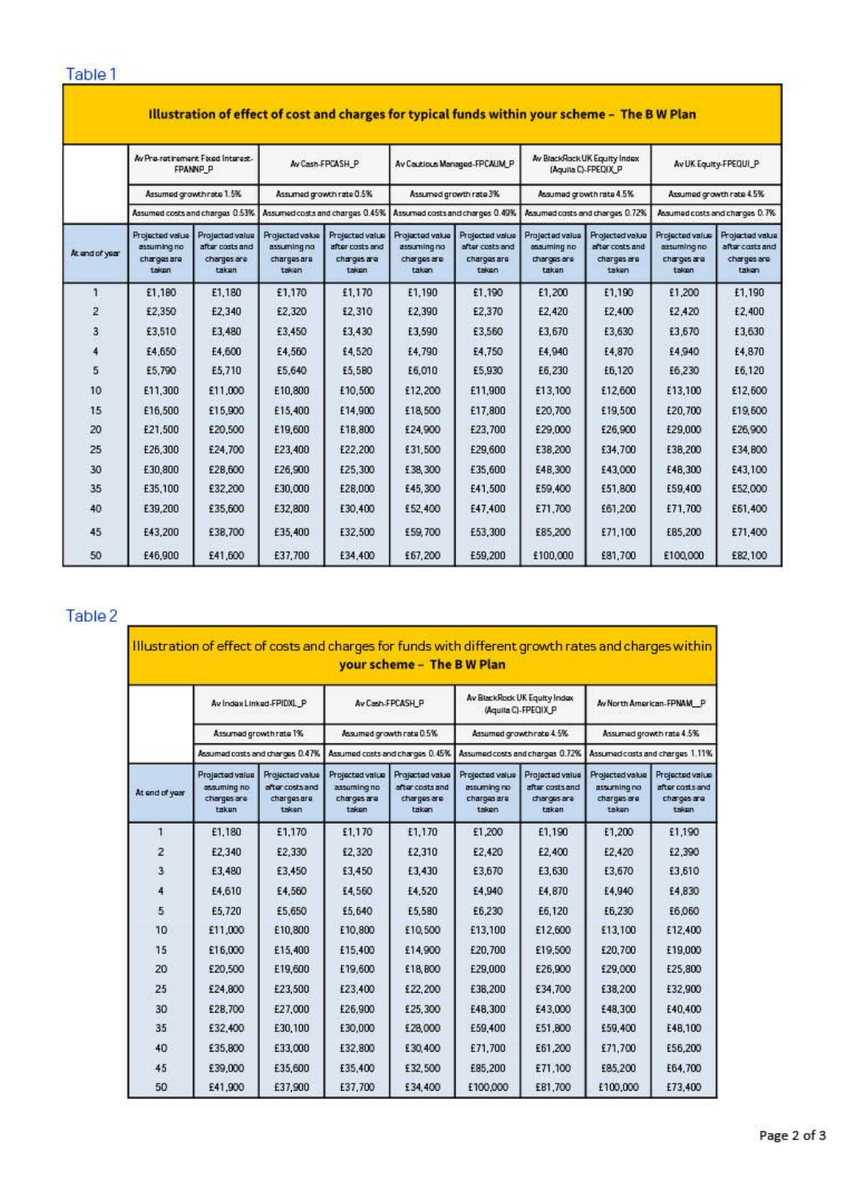Table 1

| Illustration of effect of cost and charges for typical funds within your scheme – The B W Plan | | | | | | | | | | |
|---|---|---|---|---|---|---|---|---|---|---|
| | Av Pre-retirement Fixed Interest-FPANNP_P | | Av Cash-FPCASH_P | | Av Cautious Managed-FPCAUM_P | | Av BlackRock UK Equity Index (Aquila C)-FPEQIX_P | | Av UK Equity-FPEQUI_P | |
| | Assumed growth rate 1.5% | | Assumed growth rate 0.5% | | Assumed growth rate 3% | | Assumed growth rate 4.5% | | Assumed growth rate 4.5% | |
| | Assumed costs and charges 0.53% | | Assumed costs and charges 0.45% | | Assumed costs and charges 0.40% | | Assumed costs and charges 0.72% | | Assumed costs and charges 0.7% | |
| At end of year | Projected value assuming no charges are taken | Projected value after costs and charges are taken | Projected value assuming no charges are taken | Projected value after costs and charges are taken | Projected value assuming no charges are taken | Projected value after costs and charges are taken | Projected value assuming no charges are taken | Projected value after costs and charges are taken | Projected value assuming no charges are taken | Projected value after costs and charges are taken |
| 1 | £1,180 | £1,180 | £1,170 | £1,170 | £1,190 | £1,190 | £1,200 | £1,190 | £1,200 | £1,190 |
| 2 | £2,350 | £2,340 | £2,320 | £2,310 | £2,390 | £2,370 | £2,420 | £2,400 | £2,420 | £2,400 |
| 3 | £3,510 | £3,480 | £3,450 | £3,430 | £3,590 | £3,560 | £3,670 | £3,630 | £3,670 | £3,630 |
| 4 | £4,650 | £4,600 | £4,560 | £4,520 | £4,790 | £4,750 | £4,940 | £4,870 | £4,940 | £4,870 |
| 5 | £5,790 | £5,710 | £5,640 | £5,580 | £6,010 | £5,930 | £6,230 | £6,120 | £6,230 | £6,120 |
| 10 | £11,300 | £11,000 | £10,800 | £10,500 | £12,200 | £11,900 | £13,100 | £12,600 | £13,100 | £12,600 |
| 15 | £16,500 | £15,900 | £15,400 | £14,900 | £18,500 | £17,800 | £20,700 | £19,500 | £20,700 | £19,600 |
| 20 | £21,500 | £20,500 | £19,600 | £18,800 | £24,900 | £23,700 | £29,000 | £26,900 | £29,000 | £26,900 |
| 25 | £26,300 | £24,700 | £23,400 | £22,200 | £31,500 | £29,600 | £38,200 | £34,700 | £38,200 | £34,800 |
| 30 | £30,800 | £28,600 | £26,900 | £25,300 | £38,300 | £35,600 | £48,300 | £43,000 | £48,300 | £43,100 |
| 35 | £35,100 | £32,200 | £30,000 | £28,000 | £45,300 | £41,500 | £59,400 | £51,800 | £59,400 | £52,000 |
| 40 | £39,200 | £35,600 | £32,800 | £30,400 | £52,400 | £47,400 | £71,700 | £61,200 | £71,700 | £61,400 |
| 45 | £43,200 | £38,700 | £35,400 | £32,500 | £59,700 | £53,300 | £85,200 | £71,100 | £85,200 | £71,400 |
| 50 | £46,900 | £41,600 | £37,700 | £34,400 | £67,200 | £59,200 | £100,000 | £81,700 | £100,000 | £82,100 |

Table 2

| Illustration of effect of costs and charges for funds with different growth rates and charges within your scheme – The B W Plan | | | | | | | | |
|---|---|---|---|---|---|---|---|---|
| | Av Index Linked-FPIDXL_P | | Av Cash-FPCASH_P | | Av BlackRock UK Equity Index (Aquila C)-FPEQIX_P | | Av North American-FPNAM_P | |
| | Assumed growth rate 1% | | Assumed growth rate 0.5% | | Assumed growth rate 4.5% | | Assumed growth rate 4.5% | |
| | Assumed costs and charges 0.47% | | Assumed costs and charges 0.45% | | Assumed costs and charges 0.72% | | Assumed costs and charges 1.11% | |
| At end of year | Projected value assuming no charges are taken | Projected value after costs and charges are taken | Projected value assuming no charges are taken | Projected value after costs and charges are taken | Projected value assuming no charges are taken | Projected value after costs and charges are taken | Projected value assuming no charges are taken | Projected value after costs and charges are taken |
| 1 | £1,180 | £1,170 | £1,170 | £1,170 | £1,200 | £1,190 | £1,200 | £1,190 |
| 2 | £2,340 | £2,330 | £2,320 | £2,310 | £2,420 | £2,400 | £2,420 | £2,390 |
| 3 | £3,480 | £3,450 | £3,450 | £3,430 | £3,670 | £3,630 | £3,670 | £3,610 |
| 4 | £4,610 | £4,560 | £4,560 | £4,520 | £4,940 | £4,870 | £4,940 | £4,830 |
| 5 | £5,720 | £5,650 | £5,640 | £5,580 | £6,230 | £6,120 | £6,230 | £6,060 |
| 10 | £11,000 | £10,800 | £10,800 | £10,500 | £13,100 | £12,600 | £13,100 | £12,400 |
| 15 | £16,000 | £15,400 | £15,400 | £14,900 | £20,700 | £19,500 | £20,700 | £19,000 |
| 20 | £20,500 | £19,600 | £19,600 | £18,800 | £29,000 | £26,900 | £29,000 | £25,800 |
| 25 | £24,800 | £23,500 | £23,400 | £22,200 | £38,200 | £34,700 | £38,200 | £32,900 |
| 30 | £28,700 | £27,000 | £26,900 | £25,300 | £48,300 | £43,000 | £48,300 | £40,400 |
| 35 | £32,400 | £30,100 | £30,000 | £28,000 | £59,400 | £51,800 | £59,400 | £48,100 |
| 40 | £35,800 | £33,000 | £32,800 | £30,400 | £71,700 | £61,200 | £71,700 | £56,200 |
| 45 | £39,000 | £35,600 | £35,400 | £32,500 | £85,200 | £71,100 | £85,200 | £64,700 |
| 50 | £41,900 | £37,900 | £37,700 | £34,400 | £100,000 | £81,700 | £100,000 | £73,400 |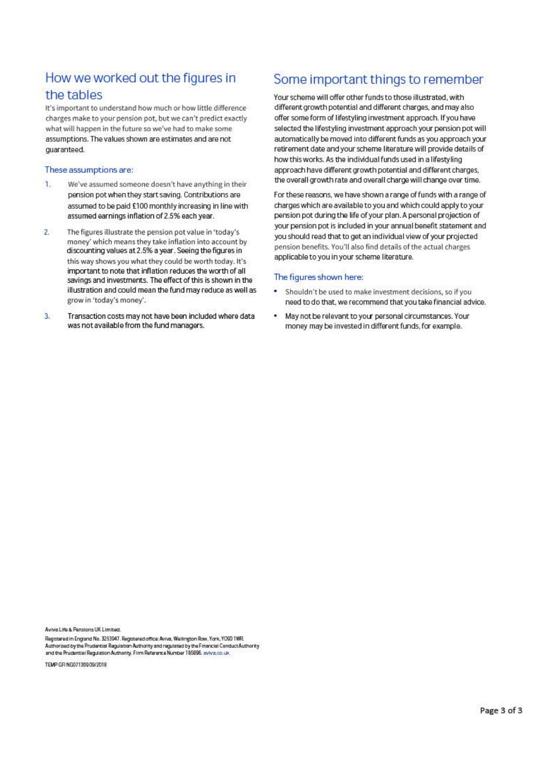## How we worked out the figures in the tables

It's important to understand how much or how little difference charges make to your pension pot, but we can't predict exactly what will happen in the future so we've had to make some assumptions. The values shown are estimates and are not guaranteed.

### These assumptions are:

1. We've assumed someone doesn't have anything in their pension pot when they start saving. Contributions are assumed to be paid £100 monthly increasing in line with assumed earnings inflation of 2.5% each year.
2. The figures illustrate the pension pot value in 'today's money' which means they take inflation into account by discounting values at 2.5% a year. Seeing the figures in this way shows you what they could be worth today. It's important to note that inflation reduces the worth of all savings and investments. The effect of this is shown in the illustration and could mean the fund may reduce as well as grow in 'today's money'.
3. Transaction costs may not have been included where data was not available from the fund managers.

## Some important things to remember

Your scheme will offer other funds to those illustrated, with different growth potential and different charges, and may also offer some form of lifestyling investment approach. If you have selected the lifestyling investment approach your pension pot will automatically be moved into different funds as you approach your retirement date and your scheme literature will provide details of how this works. As the individual funds used in a lifestyling approach have different growth potential and different charges, the overall growth rate and overall charge will change over time.

For these reasons, we have shown a range of funds with a range of charges which are available to you and which could apply to your pension pot during the life of your plan. A personal projection of your pension pot is included in your annual benefit statement and you should read that to get an individual view of your projected pension benefits. You'll also find details of the actual charges applicable to you in your scheme literature.

### The figures shown here:

- Shouldn't be used to make investment decisions, so if you need to do that, we recommend that you take financial advice.
- May not be relevant to your personal circumstances. Your money may be invested in different funds, for example.

Aviva Life & Pensions UK Limited.
Registered in England No. 3253947. Registered office: Aviva, Wellington Row, York, YO90 1WR.
Authorised by the Prudential Regulation Authority and regulated by the Financial Conduct Authority and the Prudential Regulation Authority. Firm Reference Number 185896. aviva.co.uk

TEMP GFI NG07130 09/2018